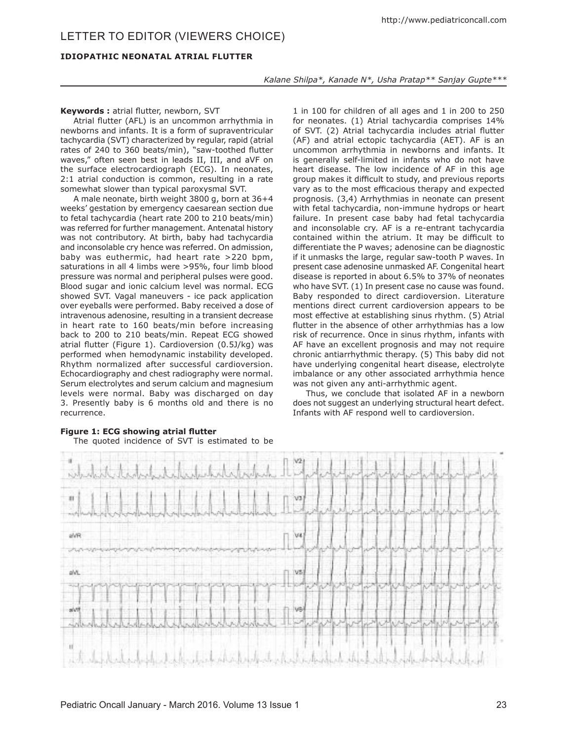# LETTER TO EDITOR (VIEWERS CHOICE)

## IDIOPATHIC NEONATAL ATRIAL FLUTTER

*Kalane Shilpa\*, Kanade N\*, Usha Pratap\*\* Sanjay Gupte\*\*\**

**Keywords :** atrial flutter, newborn, SVT

Atrial flutter (AFL) is an uncommon arrhythmia in newborns and infants. It is a form of supraventricular tachycardia (SVT) characterized by regular, rapid (atrial rates of 240 to 360 beats/min), "saw-toothed flutter waves," often seen best in leads II, III, and aVF on the surface electrocardiograph (ECG). In neonates, 2:1 atrial conduction is common, resulting in a rate somewhat slower than typical paroxysmal SVT.

A male neonate, birth weight 3800 g, born at 36+4 weeks' gestation by emergency caesarean section due to fetal tachycardia (heart rate 200 to 210 beats/min) was referred for further management. Antenatal history was not contributory. At birth, baby had tachycardia and inconsolable cry hence was referred. On admission, baby was euthermic, had heart rate >220 bpm, saturations in all 4 limbs were >95%, four limb blood pressure was normal and peripheral pulses were good. Blood sugar and ionic calcium level was normal. ECG showed SVT. Vagal maneuvers - ice pack application over eyeballs were performed. Baby received a dose of intravenous adenosine, resulting in a transient decrease in heart rate to 160 beats/min before increasing back to 200 to 210 beats/min. Repeat ECG showed atrial flutter (Figure 1). Cardioversion (0.5J/kg) was performed when hemodynamic instability developed. Rhythm normalized after successful cardioversion. Echocardiography and chest radiography were normal. Serum electrolytes and serum calcium and magnesium levels were normal. Baby was discharged on day 3. Presently baby is 6 months old and there is no recurrence.

**Figure 1: ECG showing atrial flutter**

The quoted incidence of SVT is estimated to be 1 in 100 for children of all ages and 1 in 200 to 250 for neonates. (1) Atrial tachycardia comprises 14% of SVT. (2) Atrial tachycardia includes atrial flutter (AF) and atrial ectopic tachycardia (AET). AF is an uncommon arrhythmia in newborns and infants. It is generally self-limited in infants who do not have heart disease. The low incidence of AF in this age group makes it difficult to study, and previous reports vary as to the most efficacious therapy and expected prognosis. (3,4) Arrhythmias in neonate can present with fetal tachycardia, non-immune hydrops or heart failure. In present case baby had fetal tachycardia and inconsolable cry. AF is a re-entrant tachycardia contained within the atrium. It may be difficult to differentiate the P waves; adenosine can be diagnostic if it unmasks the large, regular saw-tooth P waves. In present case adenosine unmasked AF. Congenital heart disease is reported in about 6.5% to 37% of neonates who have SVT. (1) In present case no cause was found. Baby responded to direct cardioversion. Literature mentions direct current cardioversion appears to be most effective at establishing sinus rhythm. (5) Atrial flutter in the absence of other arrhythmias has a low risk of recurrence. Once in sinus rhythm, infants with AF have an excellent prognosis and may not require chronic antiarrhythmic therapy. (5) This baby did not have underlying congenital heart disease, electrolyte imbalance or any other associated arrhythmia hence was not given any anti-arrhythmic agent.

Thus, we conclude that isolated AF in a newborn does not suggest an underlying structural heart defect. Infants with AF respond well to cardioversion.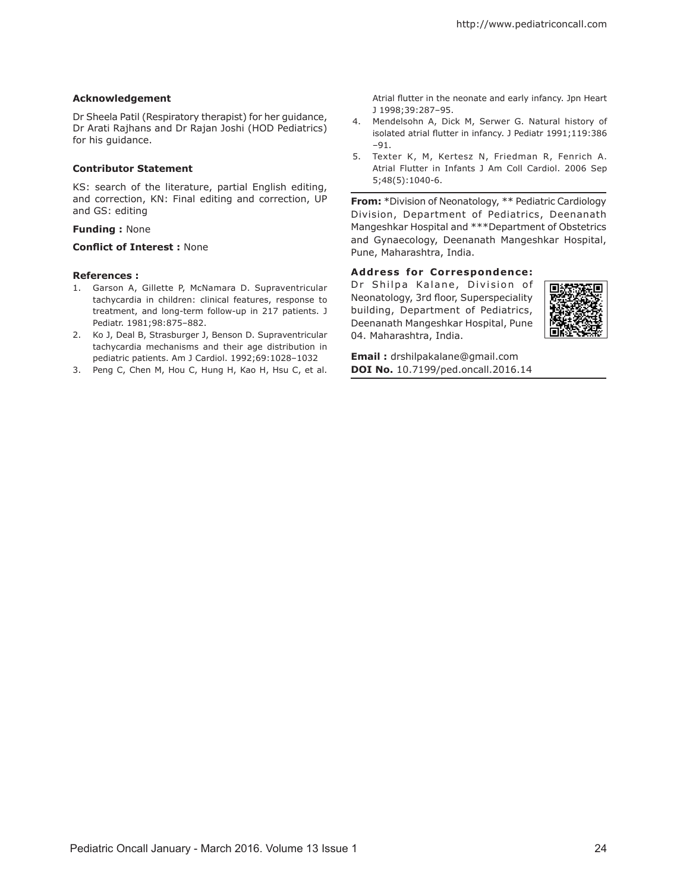### Acknowledgement

Dr Sheela Patil (Respiratory therapist) for her guidance, Dr Arati Rajhans and Dr Rajan Joshi (HOD Pediatrics) for his guidance.

### Contributor Statement

KS: search of the literature, partial English editing, and correction, KN: Final editing and correction, UP and GS: editing

**Funding :** None

**Conflict of Interest :** None

### References :

1. Garson A, Gillette P, McNamara D. Supraventricular tachycardia in children: clinical features, response to treatment, and long-term follow-up in 217 patients. J Pediatr. 1981;98:875–882.
2. Ko J, Deal B, Strasburger J, Benson D. Supraventricular tachycardia mechanisms and their age distribution in pediatric patients. Am J Cardiol. 1992;69:1028–1032
3. Peng C, Chen M, Hou C, Hung H, Kao H, Hsu C, et al. Atrial flutter in the neonate and early infancy. Jpn Heart J 1998;39:287–95.
4. Mendelsohn A, Dick M, Serwer G. Natural history of isolated atrial flutter in infancy. J Pediatr 1991;119:386–91.
5. Texter K, M, Kertesz N, Friedman R, Fenrich A. Atrial Flutter in Infants J Am Coll Cardiol. 2006 Sep 5;48(5):1040-6.

**From:** *Division of Neonatology, ** Pediatric Cardiology Division, Department of Pediatrics, Deenanath Mangeshkar Hospital and ***Department of Obstetrics and Gynaecology, Deenanath Mangeshkar Hospital, Pune, Maharashtra, India.

**Address for Correspondence:**
Dr Shilpa Kalane, Division of Neonatology, 3rd floor, Superspeciality building, Department of Pediatrics, Deenanath Mangeshkar Hospital, Pune 04. Maharashtra, India.

**Email :** drshilpakalane@gmail.com
**DOI No.** 10.7199/ped.oncall.2016.14